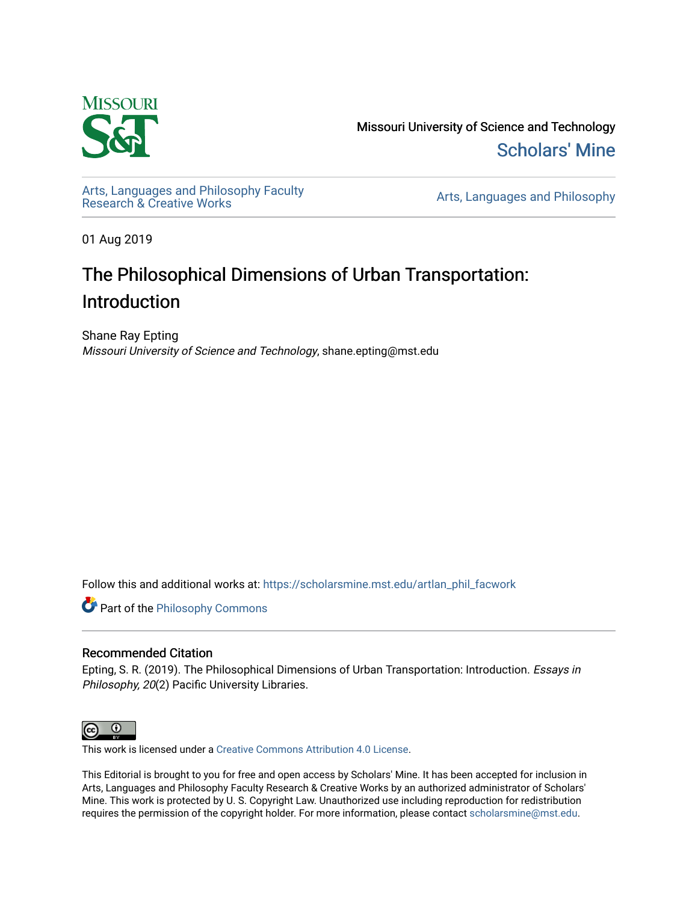Missouri University of Science and Technology

Scholars' Mine

Arts, Languages and Philosophy Faculty Research & Creative Works

Arts, Languages and Philosophy

01 Aug 2019

# The Philosophical Dimensions of Urban Transportation: Introduction

Shane Ray Epting

*Missouri University of Science and Technology*, shane.epting@mst.edu

Follow this and additional works at: https://scholarsmine.mst.edu/artlan_phil_facwork

Part of the Philosophy Commons

## Recommended Citation

Epting, S. R. (2019). The Philosophical Dimensions of Urban Transportation: Introduction. *Essays in Philosophy, 20*(2) Pacific University Libraries.

This work is licensed under a Creative Commons Attribution 4.0 License.

This Editorial is brought to you for free and open access by Scholars' Mine. It has been accepted for inclusion in Arts, Languages and Philosophy Faculty Research & Creative Works by an authorized administrator of Scholars' Mine. This work is protected by U. S. Copyright Law. Unauthorized use including reproduction for redistribution requires the permission of the copyright holder. For more information, please contact scholarsmine@mst.edu.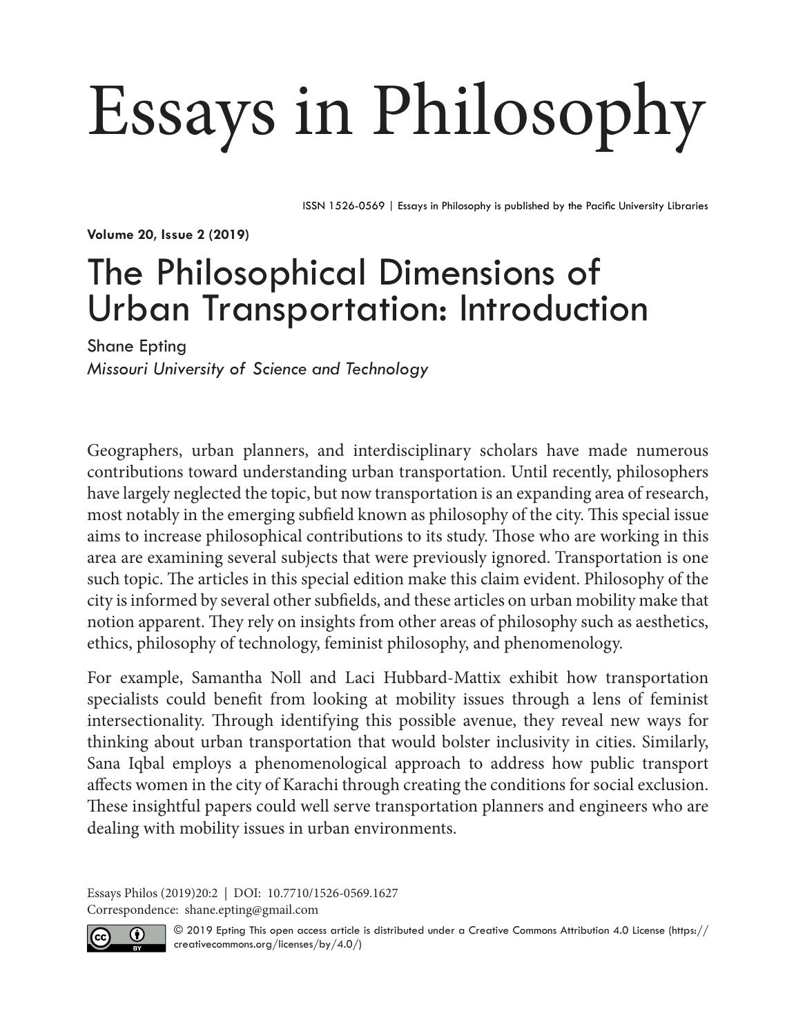# Essays in Philosophy

ISSN 1526-0569 | Essays in Philosophy is published by the Pacific University Libraries

**Volume 20, Issue 2 (2019)**

## The Philosophical Dimensions of Urban Transportation: Introduction

Shane Epting

*Missouri University of Science and Technology*

Geographers, urban planners, and interdisciplinary scholars have made numerous contributions toward understanding urban transportation. Until recently, philosophers have largely neglected the topic, but now transportation is an expanding area of research, most notably in the emerging subfield known as philosophy of the city. This special issue aims to increase philosophical contributions to its study. Those who are working in this area are examining several subjects that were previously ignored. Transportation is one such topic. The articles in this special edition make this claim evident. Philosophy of the city is informed by several other subfields, and these articles on urban mobility make that notion apparent. They rely on insights from other areas of philosophy such as aesthetics, ethics, philosophy of technology, feminist philosophy, and phenomenology.

For example, Samantha Noll and Laci Hubbard-Mattix exhibit how transportation specialists could benefit from looking at mobility issues through a lens of feminist intersectionality. Through identifying this possible avenue, they reveal new ways for thinking about urban transportation that would bolster inclusivity in cities. Similarly, Sana Iqbal employs a phenomenological approach to address how public transport affects women in the city of Karachi through creating the conditions for social exclusion. These insightful papers could well serve transportation planners and engineers who are dealing with mobility issues in urban environments.

Essays Philos (2019)20:2 | DOI: 10.7710/1526-0569.1627
Correspondence: shane.epting@gmail.com

© 2019 Epting This open access article is distributed under a Creative Commons Attribution 4.0 License (https://creativecommons.org/licenses/by/4.0/)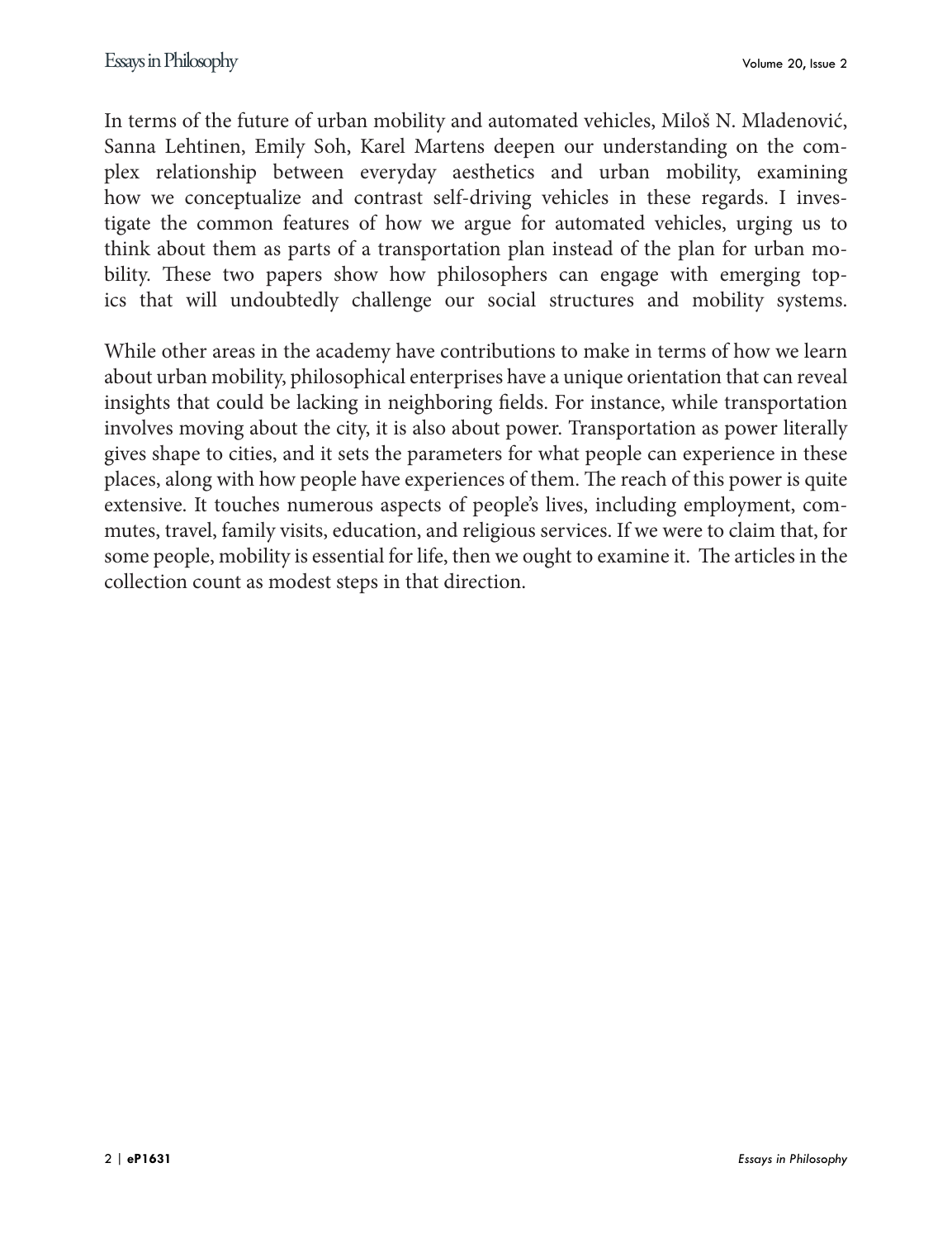In terms of the future of urban mobility and automated vehicles, Miloš N. Mladenović, Sanna Lehtinen, Emily Soh, Karel Martens deepen our understanding on the complex relationship between everyday aesthetics and urban mobility, examining how we conceptualize and contrast self-driving vehicles in these regards. I investigate the common features of how we argue for automated vehicles, urging us to think about them as parts of a transportation plan instead of the plan for urban mobility. These two papers show how philosophers can engage with emerging topics that will undoubtedly challenge our social structures and mobility systems.

While other areas in the academy have contributions to make in terms of how we learn about urban mobility, philosophical enterprises have a unique orientation that can reveal insights that could be lacking in neighboring fields. For instance, while transportation involves moving about the city, it is also about power. Transportation as power literally gives shape to cities, and it sets the parameters for what people can experience in these places, along with how people have experiences of them. The reach of this power is quite extensive. It touches numerous aspects of people's lives, including employment, commutes, travel, family visits, education, and religious services. If we were to claim that, for some people, mobility is essential for life, then we ought to examine it. The articles in the collection count as modest steps in that direction.